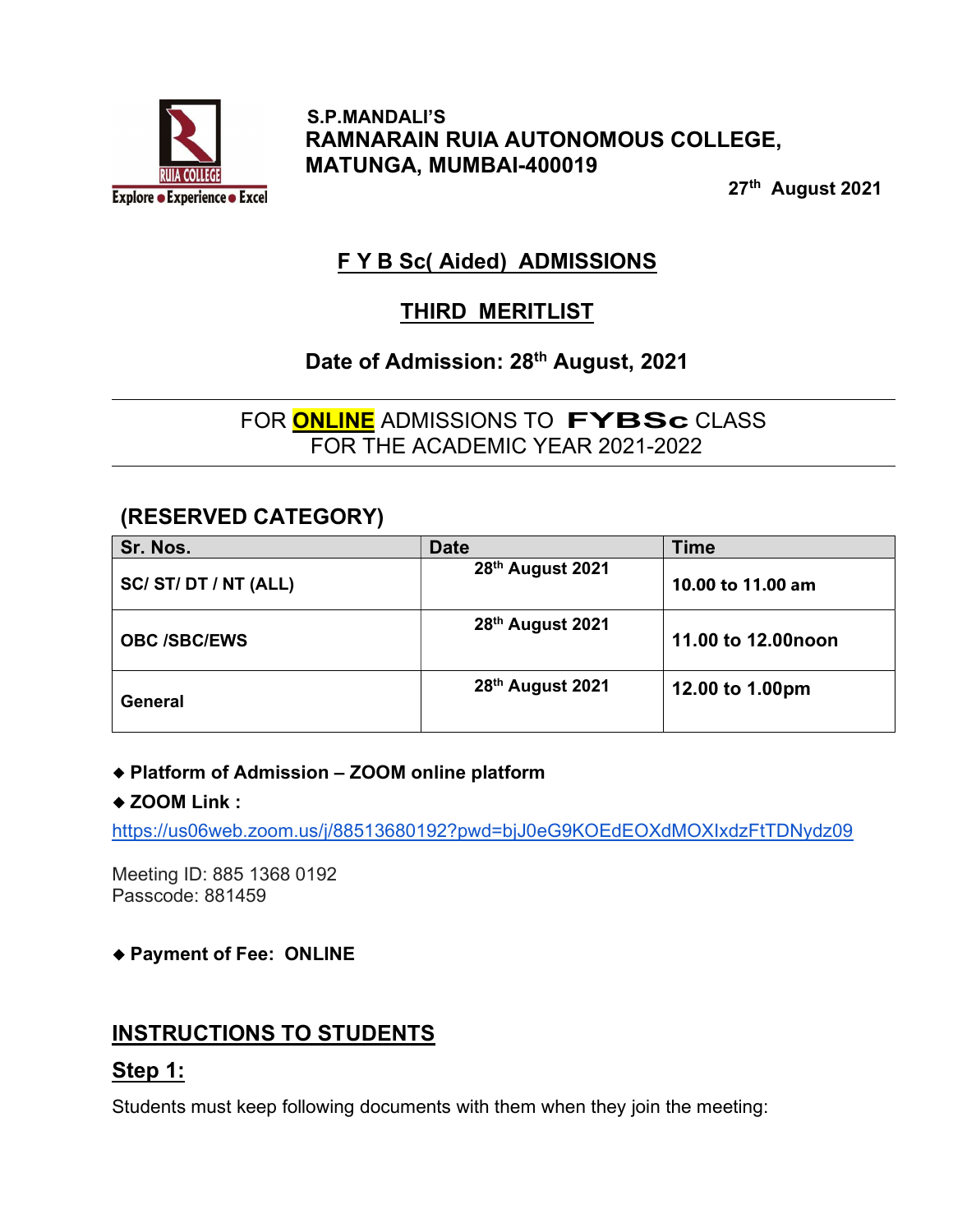S.P.MANDALI'S

**RAMNARAIN RUIA AUTONOMOUS COLLEGE, MATUNGA, MUMBAI-400019**

27th August 2021

## F Y B Sc( Aided) ADMISSIONS

## THIRD MERITLIST

### Date of Admission: 28th August, 2021

FOR **ONLINE** ADMISSIONS TO **FYBSc** CLASS
FOR THE ACADEMIC YEAR 2021-2022

### (RESERVED CATEGORY)

| Sr. Nos. | Date | Time |
|---|---|---|
| SC/ ST/ DT / NT (ALL) | 28th August 2021 | 10.00 to 11.00 am |
| OBC /SBC/EWS | 28th August 2021 | 11.00 to 12.00noon |
| General | 28th August 2021 | 12.00 to 1.00pm |

- **Platform of Admission – ZOOM online platform**
- **ZOOM Link :**

https://us06web.zoom.us/j/88513680192?pwd=bjJ0eG9KOEdEOXdMOXIxdzFtTDNydz09

Meeting ID: 885 1368 0192
Passcode: 881459

- **Payment of Fee: ONLINE**

## INSTRUCTIONS TO STUDENTS

### Step 1:

Students must keep following documents with them when they join the meeting: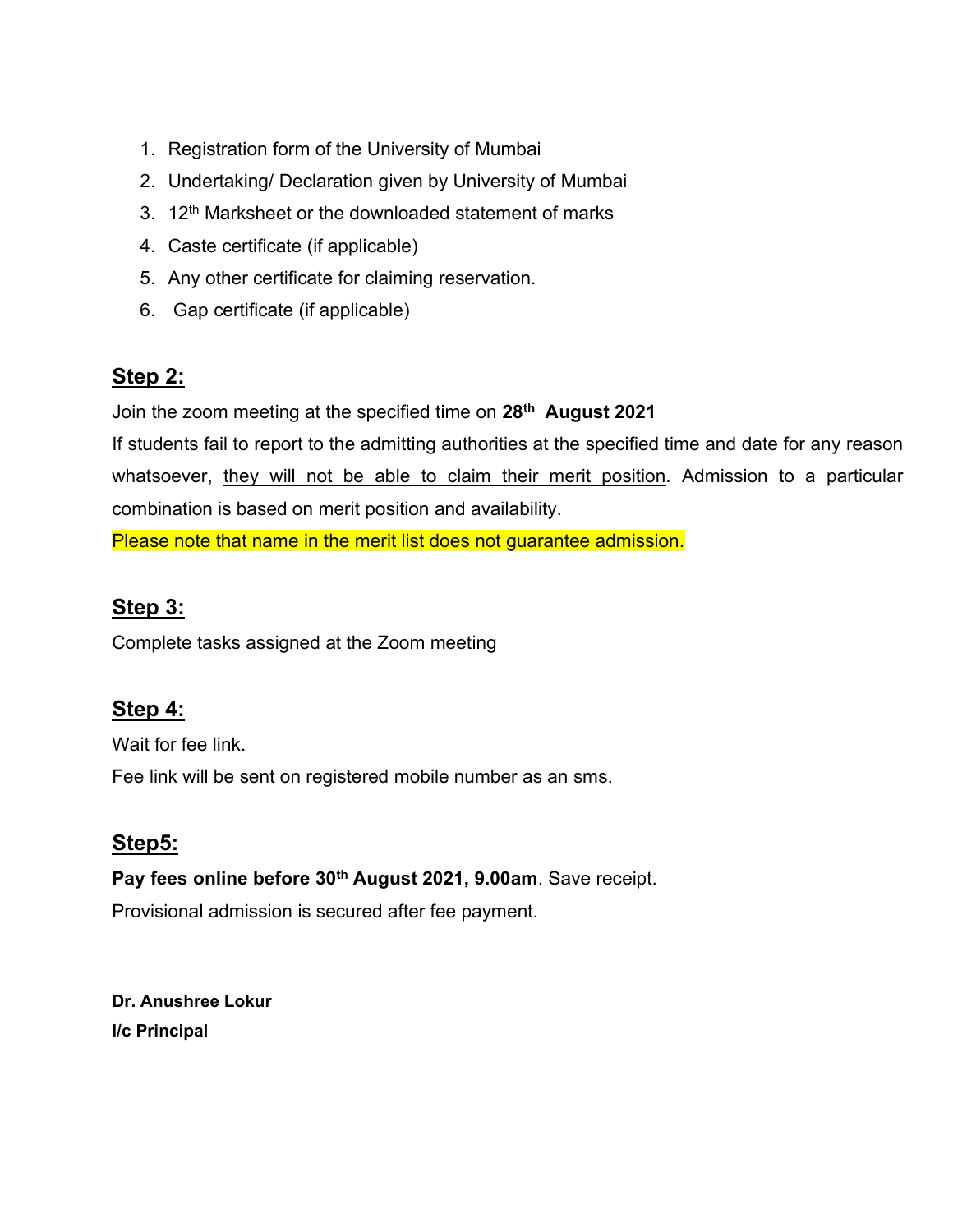1. Registration form of the University of Mumbai
2. Undertaking/ Declaration given by University of Mumbai
3. 12th Marksheet or the downloaded statement of marks
4. Caste certificate (if applicable)
5. Any other certificate for claiming reservation.
6. Gap certificate (if applicable)

## Step 2:

Join the zoom meeting at the specified time on **28th August 2021**

If students fail to report to the admitting authorities at the specified time and date for any reason whatsoever, they will not be able to claim their merit position. Admission to a particular combination is based on merit position and availability.

Please note that name in the merit list does not guarantee admission.

## Step 3:

Complete tasks assigned at the Zoom meeting

## Step 4:

Wait for fee link.

Fee link will be sent on registered mobile number as an sms.

## Step5:

**Pay fees online before 30th August 2021, 9.00am**. Save receipt.

Provisional admission is secured after fee payment.

**Dr. Anushree Lokur**

**I/c Principal**